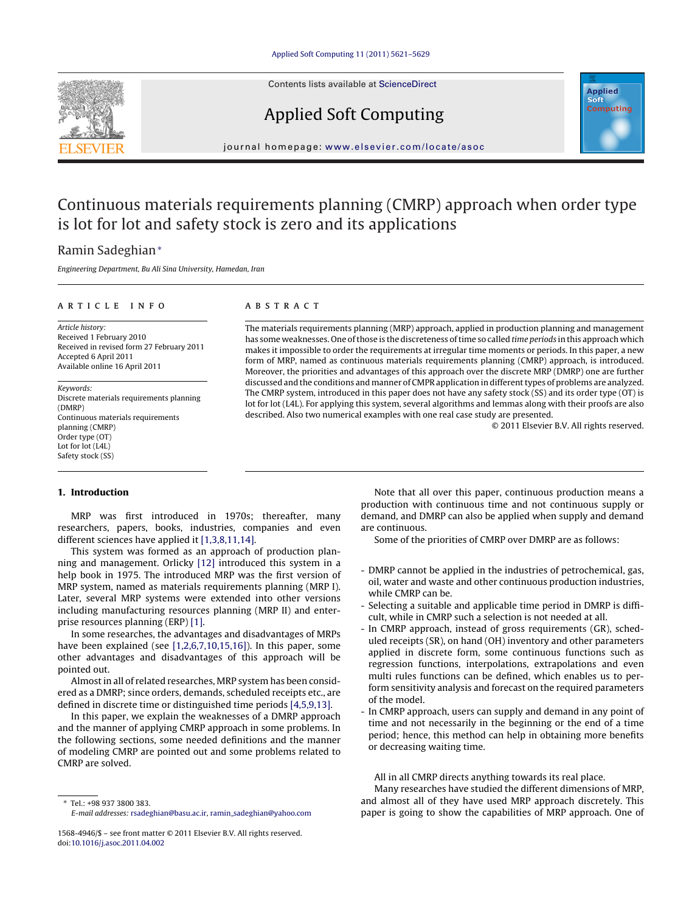Contents lists available at ScienceDirect

# Applied Soft Computing

journal homepage: www.elsevier.com/locate/asoc

# Continuous materials requirements planning (CMRP) approach when order type is lot for lot and safety stock is zero and its applications

Ramin Sadeghian*

*Engineering Department, Bu Ali Sina University, Hamedan, Iran*

## ARTICLE INFO

*Article history:*
Received 1 February 2010
Received in revised form 27 February 2011
Accepted 6 April 2011
Available online 16 April 2011

*Keywords:*
Discrete materials requirements planning (DMRP)
Continuous materials requirements planning (CMRP)
Order type (OT)
Lot for lot (L4L)
Safety stock (SS)

## ABSTRACT

The materials requirements planning (MRP) approach, applied in production planning and management has some weaknesses. One of those is the discreteness of time so called *time periods* in this approach which makes it impossible to order the requirements at irregular time moments or periods. In this paper, a new form of MRP, named as continuous materials requirements planning (CMRP) approach, is introduced. Moreover, the priorities and advantages of this approach over the discrete MRP (DMRP) one are further discussed and the conditions and manner of CMPR application in different types of problems are analyzed. The CMRP system, introduced in this paper does not have any safety stock (SS) and its order type (OT) is lot for lot (L4L). For applying this system, several algorithms and lemmas along with their proofs are also described. Also two numerical examples with one real case study are presented.

© 2011 Elsevier B.V. All rights reserved.

## 1. Introduction

MRP was first introduced in 1970s; thereafter, many researchers, papers, books, industries, companies and even different sciences have applied it [1,3,8,11,14].

This system was formed as an approach of production planning and management. Orlicky [12] introduced this system in a help book in 1975. The introduced MRP was the first version of MRP system, named as materials requirements planning (MRP I). Later, several MRP systems were extended into other versions including manufacturing resources planning (MRP II) and enterprise resources planning (ERP) [1].

In some researches, the advantages and disadvantages of MRPs have been explained (see [1,2,6,7,10,15,16]). In this paper, some other advantages and disadvantages of this approach will be pointed out.

Almost in all of related researches, MRP system has been considered as a DMRP; since orders, demands, scheduled receipts etc., are defined in discrete time or distinguished time periods [4,5,9,13].

In this paper, we explain the weaknesses of a DMRP approach and the manner of applying CMRP approach in some problems. In the following sections, some needed definitions and the manner of modeling CMRP are pointed out and some problems related to CMRP are solved.

Note that all over this paper, continuous production means a production with continuous time and not continuous supply or demand, and DMRP can also be applied when supply and demand are continuous.

Some of the priorities of CMRP over DMRP are as follows:

- DMRP cannot be applied in the industries of petrochemical, gas, oil, water and waste and other continuous production industries, while CMRP can be.
- Selecting a suitable and applicable time period in DMRP is difficult, while in CMRP such a selection is not needed at all.
- In CMRP approach, instead of gross requirements (GR), scheduled receipts (SR), on hand (OH) inventory and other parameters applied in discrete form, some continuous functions such as regression functions, interpolations, extrapolations and even multi rules functions can be defined, which enables us to perform sensitivity analysis and forecast on the required parameters of the model.
- In CMRP approach, users can supply and demand in any point of time and not necessarily in the beginning or the end of a time period; hence, this method can help in obtaining more benefits or decreasing waiting time.

All in all CMRP directs anything towards its real place.

Many researchers have studied the different dimensions of MRP, and almost all of they have used MRP approach discretely. This paper is going to show the capabilities of MRP approach. One of

* Tel.: +98 937 3800 383.
*E-mail addresses:* rsadeghian@basu.ac.ir, ramin_sadeghian@yahoo.com

1568-4946/$ – see front matter © 2011 Elsevier B.V. All rights reserved.
doi:10.1016/j.asoc.2011.04.002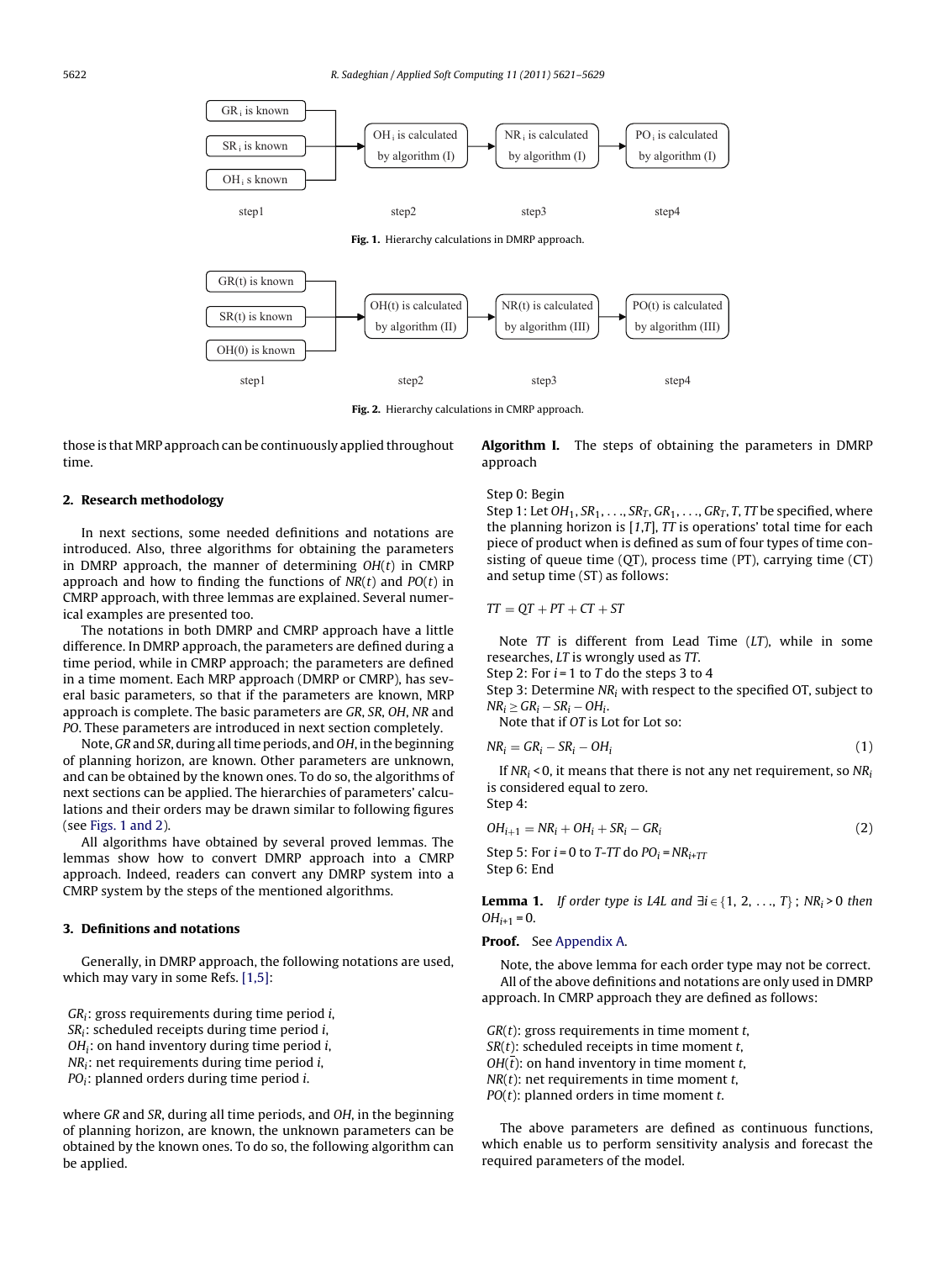| GR$_i$ is known | | | | |
|---|---|---|---|---|
| SR$_i$ is known | → | OH$_i$ is calculated by algorithm (I) | → NR$_i$ is calculated by algorithm (I) | → PO$_i$ is calculated by algorithm (I) |
| OH$_i$ s known | | | | |
| step1 | | step2 | step3 | step4 |

**Fig. 1.** Hierarchy calculations in DMRP approach.

| GR(t) is known | | | | |
|---|---|---|---|---|
| SR(t) is known | → | OH(t) is calculated by algorithm (II) | → NR(t) is calculated by algorithm (III) | → PO(t) is calculated by algorithm (III) |
| OH(0) is known | | | | |
| step1 | | step2 | step3 | step4 |

**Fig. 2.** Hierarchy calculations in CMRP approach.

those is that MRP approach can be continuously applied throughout time.

## 2. Research methodology

In next sections, some needed definitions and notations are introduced. Also, three algorithms for obtaining the parameters in DMRP approach, the manner of determining $OH(t)$ in CMRP approach and how to finding the functions of $NR(t)$ and $PO(t)$ in CMRP approach, with three lemmas are explained. Several numerical examples are presented too.

The notations in both DMRP and CMRP approach have a little difference. In DMRP approach, the parameters are defined during a time period, while in CMRP approach; the parameters are defined in a time moment. Each MRP approach (DMRP or CMRP), has several basic parameters, so that if the parameters are known, MRP approach is complete. The basic parameters are *GR*, *SR*, *OH*, *NR* and *PO*. These parameters are introduced in next section completely.

Note, *GR* and *SR*, during all time periods, and *OH*, in the beginning of planning horizon, are known. Other parameters are unknown, and can be obtained by the known ones. To do so, the algorithms of next sections can be applied. The hierarchies of parameters' calculations and their orders may be drawn similar to following figures (see Figs. 1 and 2).

All algorithms have obtained by several proved lemmas. The lemmas show how to convert DMRP approach into a CMRP approach. Indeed, readers can convert any DMRP system into a CMRP system by the steps of the mentioned algorithms.

## 3. Definitions and notations

Generally, in DMRP approach, the following notations are used, which may vary in some Refs. [1,5]:

$GR_i$: gross requirements during time period *i*,
$SR_i$: scheduled receipts during time period *i*,
$OH_i$: on hand inventory during time period *i*,
$NR_i$: net requirements during time period *i*,
$PO_i$: planned orders during time period *i*.

where *GR* and *SR*, during all time periods, and *OH*, in the beginning of planning horizon, are known, the unknown parameters can be obtained by the known ones. To do so, the following algorithm can be applied.

**Algorithm I.** The steps of obtaining the parameters in DMRP approach

Step 0: Begin
Step 1: Let $OH_1, SR_1, \ldots, SR_T, GR_1, \ldots, GR_T, T, TT$ be specified, where the planning horizon is $[1,T]$, *TT* is operations' total time for each piece of product when is defined as sum of four types of time consisting of queue time (QT), process time (PT), carrying time (CT) and setup time (ST) as follows:

$$TT = QT + PT + CT + ST$$

Note *TT* is different from Lead Time (*LT*), while in some researches, *LT* is wrongly used as *TT*.
Step 2: For $i = 1$ to *T* do the steps 3 to 4
Step 3: Determine $NR_i$ with respect to the specified OT, subject to $NR_i \geq GR_i - SR_i - OH_i$.
Note that if *OT* is Lot for Lot so:

$$NR_i = GR_i - SR_i - OH_i \tag{1}$$

If $NR_i < 0$, it means that there is not any net requirement, so $NR_i$ is considered equal to zero.
Step 4:

$$OH_{i+1} = NR_i + OH_i + SR_i - GR_i \tag{2}$$

Step 5: For $i = 0$ to $T\text{-}TT$ do $PO_i = NR_{i+TT}$
Step 6: End

**Lemma 1.** *If order type is L4L and* $\exists i \in \{1, 2, \ldots, T\}$ ; $NR_i > 0$ *then* $OH_{i+1} = 0$.

**Proof.** See Appendix A.

Note, the above lemma for each order type may not be correct.

All of the above definitions and notations are only used in DMRP approach. In CMRP approach they are defined as follows:

$GR(t)$: gross requirements in time moment *t*,
$SR(t)$: scheduled receipts in time moment *t*,
$OH(t)$: on hand inventory in time moment *t*,
$NR(t)$: net requirements in time moment *t*,
$PO(t)$: planned orders in time moment *t*.

The above parameters are defined as continuous functions, which enable us to perform sensitivity analysis and forecast the required parameters of the model.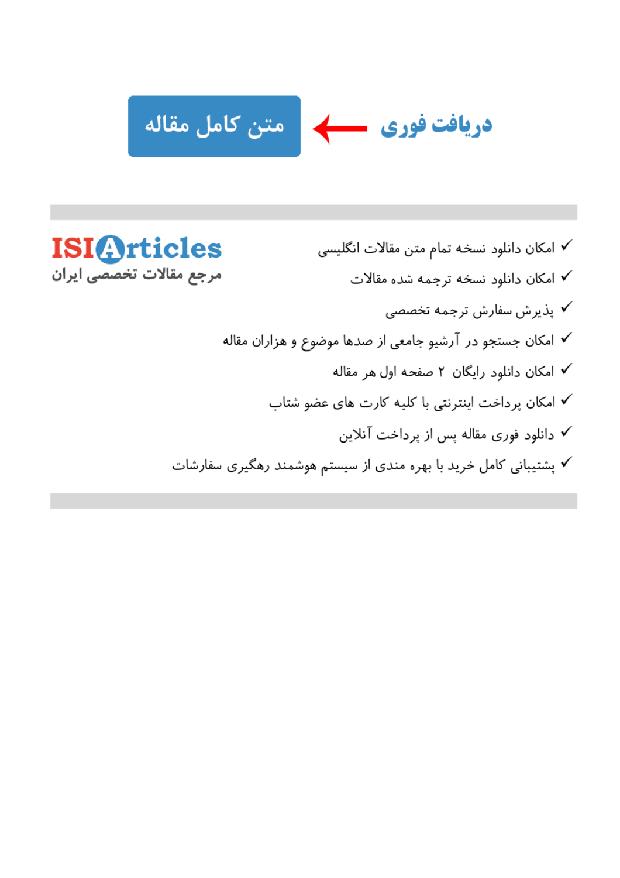دریافت فوری ← **متن کامل مقاله**

**ISIArticles**
مرجع مقالات تخصصی ایران

- ✓ امکان دانلود نسخه تمام متن مقالات انگلیسی
- ✓ امکان دانلود نسخه ترجمه شده مقالات
- ✓ پذیرش سفارش ترجمه تخصصی
- ✓ امکان جستجو در آرشیو جامعی از صدها موضوع و هزاران مقاله
- ✓ امکان دانلود رایگان ۲ صفحه اول هر مقاله
- ✓ امکان پرداخت اینترنتی با کلیه کارت های عضو شتاب
- ✓ دانلود فوری مقاله پس از پرداخت آنلاین
- ✓ پشتیبانی کامل خرید با بهره مندی از سیستم هوشمند رهگیری سفارشات